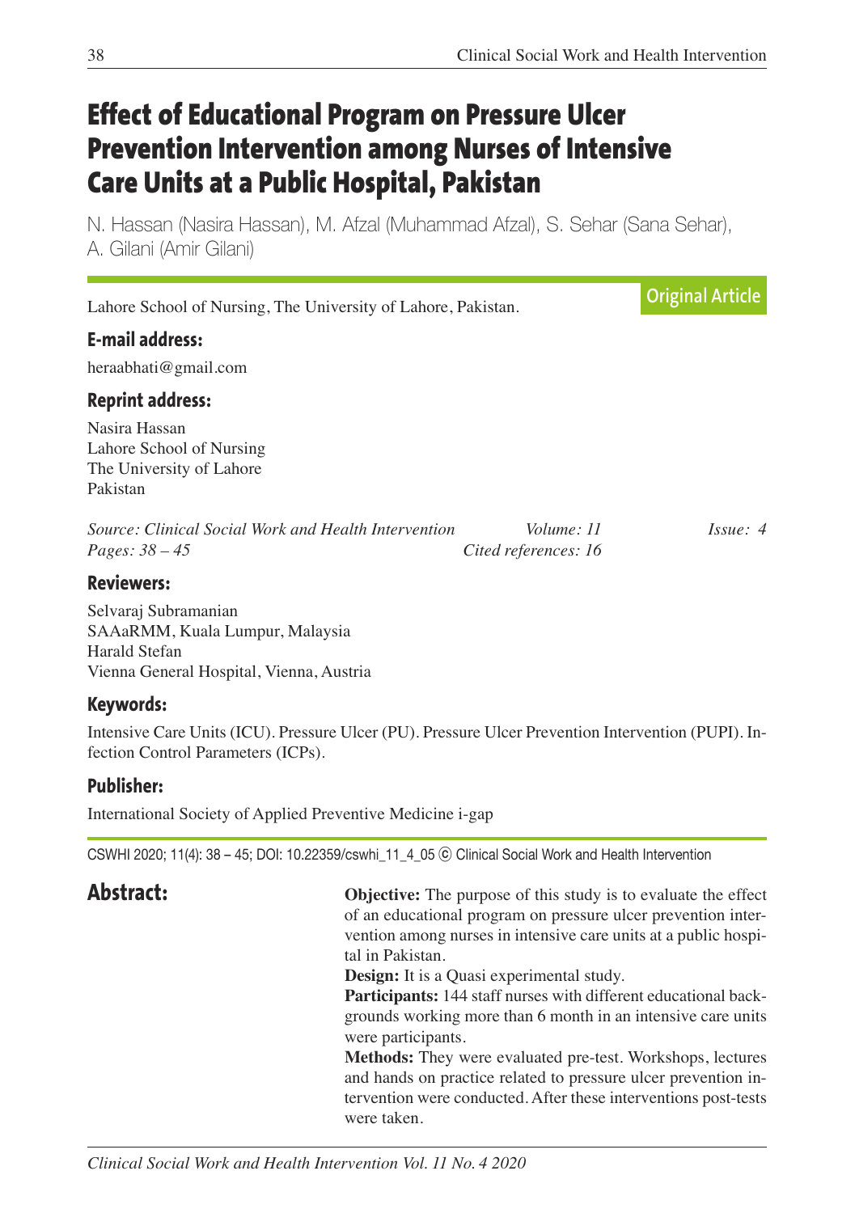# Effect of Educational Program on Pressure Ulcer Prevention Intervention among Nurses of Intensive Care Units at a Public Hospital, Pakistan

N. Hassan (Nasira Hassan), M. Afzal (Muhammad Afzal), S. Sehar (Sana Sehar), A. Gilani (Amir Gilani)

**Original Article**

Lahore School of Nursing, The University of Lahore, Pakistan.

### E-mail address:

heraabhati@gmail.com

### Reprint address:

Nasira Hassan
Lahore School of Nursing
The University of Lahore
Pakistan

*Source: Clinical Social Work and Health Intervention* *Volume: 11* *Issue: 4*
*Pages: 38 – 45* *Cited references: 16*

### Reviewers:

Selvaraj Subramanian
SAAaRMM, Kuala Lumpur, Malaysia
Harald Stefan
Vienna General Hospital, Vienna, Austria

### Keywords:

Intensive Care Units (ICU). Pressure Ulcer (PU). Pressure Ulcer Prevention Intervention (PUPI). Infection Control Parameters (ICPs).

### Publisher:

International Society of Applied Preventive Medicine i-gap

CSWHI 2020; 11(4): 38 – 45; DOI: 10.22359/cswhi_11_4_05 © Clinical Social Work and Health Intervention

## Abstract:

**Objective:** The purpose of this study is to evaluate the effect of an educational program on pressure ulcer prevention intervention among nurses in intensive care units at a public hospital in Pakistan.

**Design:** It is a Quasi experimental study.

**Participants:** 144 staff nurses with different educational backgrounds working more than 6 month in an intensive care units were participants.

**Methods:** They were evaluated pre-test. Workshops, lectures and hands on practice related to pressure ulcer prevention intervention were conducted. After these interventions post-tests were taken.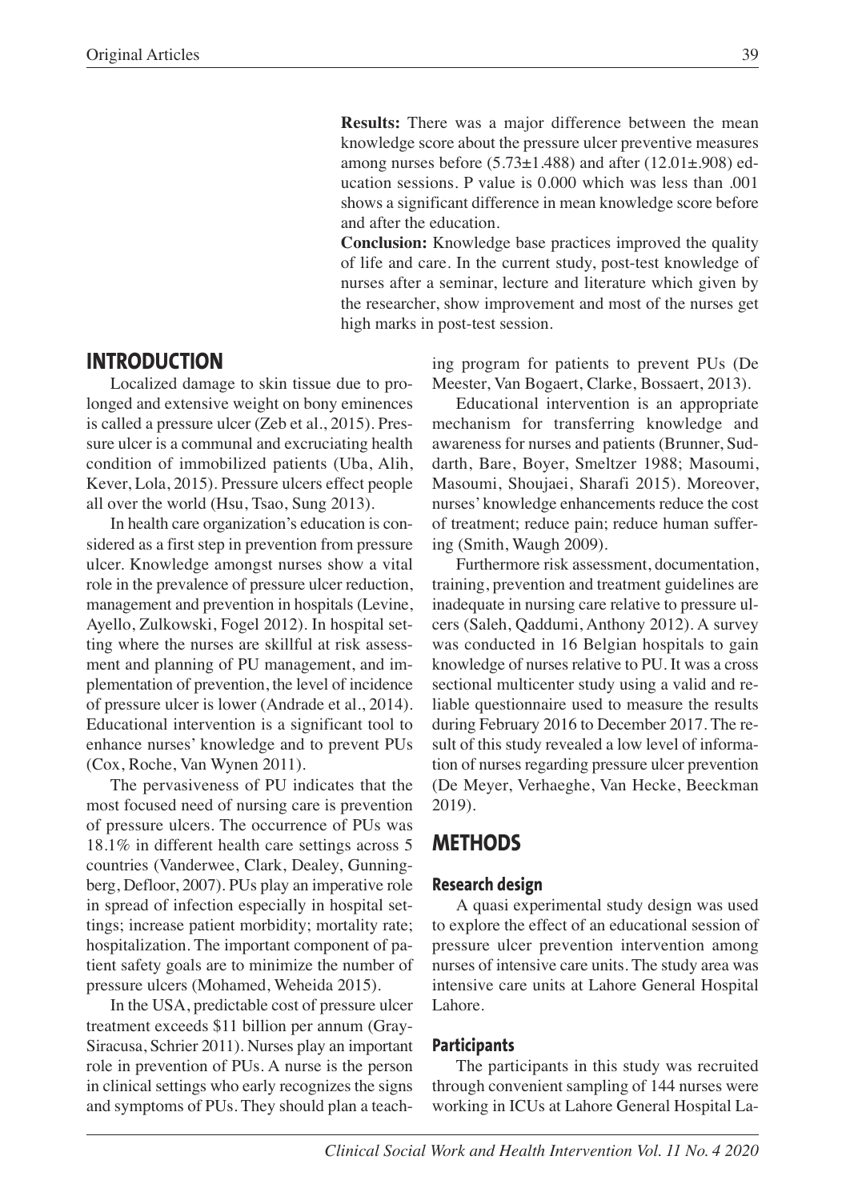**Results:** There was a major difference between the mean knowledge score about the pressure ulcer preventive measures among nurses before (5.73±1.488) and after (12.01±.908) education sessions. P value is 0.000 which was less than .001 shows a significant difference in mean knowledge score before and after the education.

**Conclusion:** Knowledge base practices improved the quality of life and care. In the current study, post-test knowledge of nurses after a seminar, lecture and literature which given by the researcher, show improvement and most of the nurses get high marks in post-test session.

## INTRODUCTION

Localized damage to skin tissue due to prolonged and extensive weight on bony eminences is called a pressure ulcer (Zeb et al., 2015). Pressure ulcer is a communal and excruciating health condition of immobilized patients (Uba, Alih, Kever, Lola, 2015). Pressure ulcers effect people all over the world (Hsu, Tsao, Sung 2013).

In health care organization's education is considered as a first step in prevention from pressure ulcer. Knowledge amongst nurses show a vital role in the prevalence of pressure ulcer reduction, management and prevention in hospitals (Levine, Ayello, Zulkowski, Fogel 2012). In hospital setting where the nurses are skillful at risk assessment and planning of PU management, and implementation of prevention, the level of incidence of pressure ulcer is lower (Andrade et al., 2014). Educational intervention is a significant tool to enhance nurses' knowledge and to prevent PUs (Cox, Roche, Van Wynen 2011).

The pervasiveness of PU indicates that the most focused need of nursing care is prevention of pressure ulcers. The occurrence of PUs was 18.1% in different health care settings across 5 countries (Vanderwee, Clark, Dealey, Gunningberg, Defloor, 2007). PUs play an imperative role in spread of infection especially in hospital settings; increase patient morbidity; mortality rate; hospitalization. The important component of patient safety goals are to minimize the number of pressure ulcers (Mohamed, Weheida 2015).

In the USA, predictable cost of pressure ulcer treatment exceeds $11 billion per annum (Gray-Siracusa, Schrier 2011). Nurses play an important role in prevention of PUs. A nurse is the person in clinical settings who early recognizes the signs and symptoms of PUs. They should plan a teaching program for patients to prevent PUs (De Meester, Van Bogaert, Clarke, Bossaert, 2013).

Educational intervention is an appropriate mechanism for transferring knowledge and awareness for nurses and patients (Brunner, Suddarth, Bare, Boyer, Smeltzer 1988; Masoumi, Masoumi, Shoujaei, Sharafi 2015). Moreover, nurses' knowledge enhancements reduce the cost of treatment; reduce pain; reduce human suffering (Smith, Waugh 2009).

Furthermore risk assessment, documentation, training, prevention and treatment guidelines are inadequate in nursing care relative to pressure ulcers (Saleh, Qaddumi, Anthony 2012). A survey was conducted in 16 Belgian hospitals to gain knowledge of nurses relative to PU. It was a cross sectional multicenter study using a valid and reliable questionnaire used to measure the results during February 2016 to December 2017. The result of this study revealed a low level of information of nurses regarding pressure ulcer prevention (De Meyer, Verhaeghe, Van Hecke, Beeckman 2019).

## METHODS

### Research design

A quasi experimental study design was used to explore the effect of an educational session of pressure ulcer prevention intervention among nurses of intensive care units. The study area was intensive care units at Lahore General Hospital Lahore.

### Participants

The participants in this study was recruited through convenient sampling of 144 nurses were working in ICUs at Lahore General Hospital La-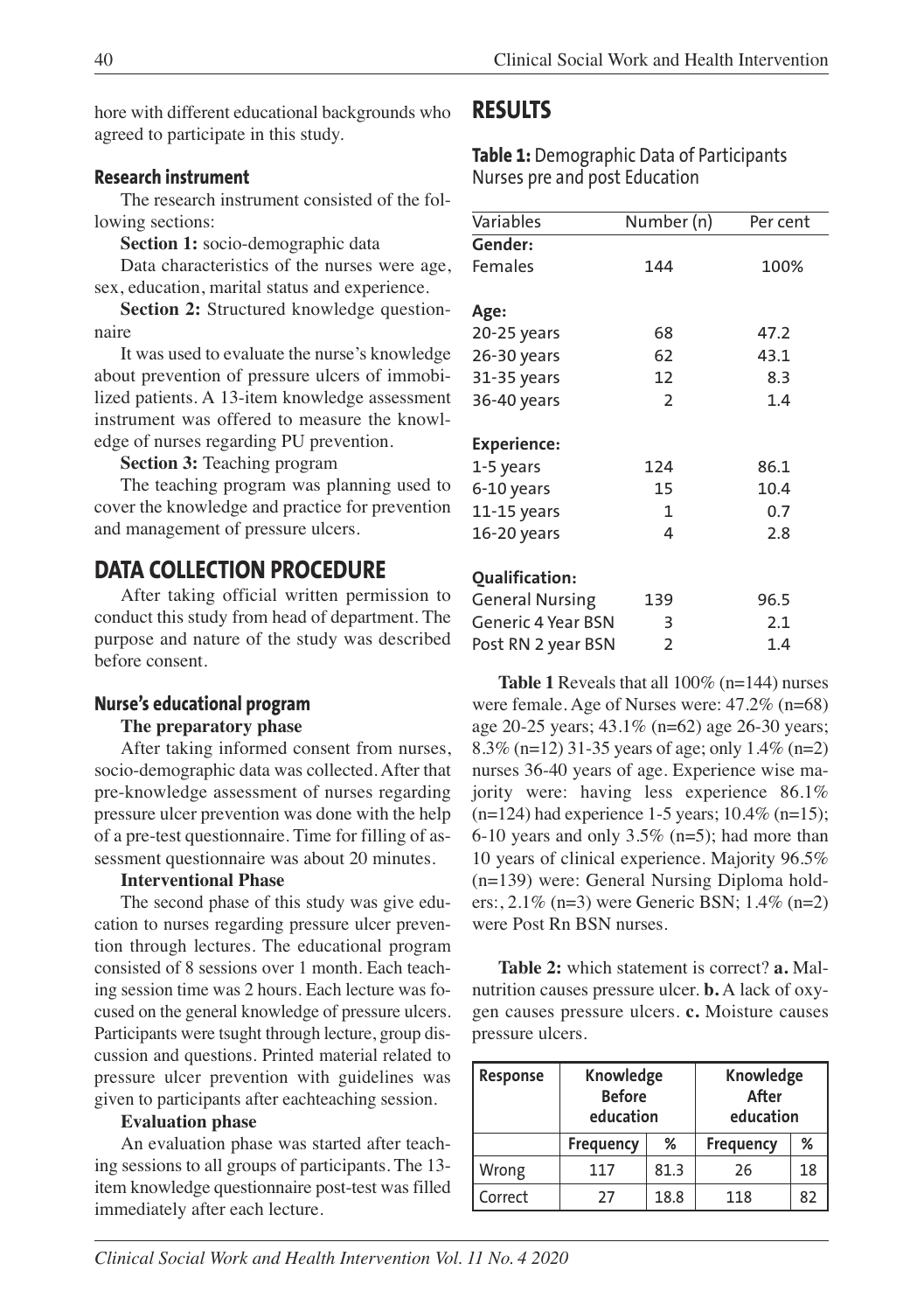hore with different educational backgrounds who agreed to participate in this study.

### Research instrument

The research instrument consisted of the following sections:

**Section 1:** socio-demographic data

Data characteristics of the nurses were age, sex, education, marital status and experience.

**Section 2:** Structured knowledge questionnaire

It was used to evaluate the nurse's knowledge about prevention of pressure ulcers of immobilized patients. A 13-item knowledge assessment instrument was offered to measure the knowledge of nurses regarding PU prevention.

**Section 3:** Teaching program

The teaching program was planning used to cover the knowledge and practice for prevention and management of pressure ulcers.

## DATA COLLECTION PROCEDURE

After taking official written permission to conduct this study from head of department. The purpose and nature of the study was described before consent.

### Nurse's educational program

**The preparatory phase**

After taking informed consent from nurses, socio-demographic data was collected. After that pre-knowledge assessment of nurses regarding pressure ulcer prevention was done with the help of a pre-test questionnaire. Time for filling of assessment questionnaire was about 20 minutes.

**Interventional Phase**

The second phase of this study was give education to nurses regarding pressure ulcer prevention through lectures. The educational program consisted of 8 sessions over 1 month. Each teaching session time was 2 hours. Each lecture was focused on the general knowledge of pressure ulcers. Participants were tsught through lecture, group discussion and questions. Printed material related to pressure ulcer prevention with guidelines was given to participants after eachteaching session.

**Evaluation phase**

An evaluation phase was started after teaching sessions to all groups of participants. The 13-item knowledge questionnaire post-test was filled immediately after each lecture.

## RESULTS

**Table 1:** Demographic Data of Participants Nurses pre and post Education

| Variables | Number (n) | Per cent |
|---|---|---|
| **Gender:** | | |
| Females | 144 | 100% |
| **Age:** | | |
| 20-25 years | 68 | 47.2 |
| 26-30 years | 62 | 43.1 |
| 31-35 years | 12 | 8.3 |
| 36-40 years | 2 | 1.4 |
| **Experience:** | | |
| 1-5 years | 124 | 86.1 |
| 6-10 years | 15 | 10.4 |
| 11-15 years | 1 | 0.7 |
| 16-20 years | 4 | 2.8 |
| **Qualification:** | | |
| General Nursing | 139 | 96.5 |
| Generic 4 Year BSN | 3 | 2.1 |
| Post RN 2 year BSN | 2 | 1.4 |

**Table 1** Reveals that all 100% (n=144) nurses were female. Age of Nurses were: 47.2% (n=68) age 20-25 years; 43.1% (n=62) age 26-30 years; 8.3% (n=12) 31-35 years of age; only 1.4% (n=2) nurses 36-40 years of age. Experience wise majority were: having less experience 86.1% (n=124) had experience 1-5 years; 10.4% (n=15); 6-10 years and only 3.5% (n=5); had more than 10 years of clinical experience. Majority 96.5% (n=139) were: General Nursing Diploma holders:, 2.1% (n=3) were Generic BSN; 1.4% (n=2) were Post Rn BSN nurses.

**Table 2:** which statement is correct? **a.** Malnutrition causes pressure ulcer. **b.** A lack of oxygen causes pressure ulcers. **c.** Moisture causes pressure ulcers.

| Response | Knowledge Before education | | Knowledge After education | |
|---|---|---|---|---|
| | Frequency | % | Frequency | % |
| Wrong | 117 | 81.3 | 26 | 18 |
| Correct | 27 | 18.8 | 118 | 82 |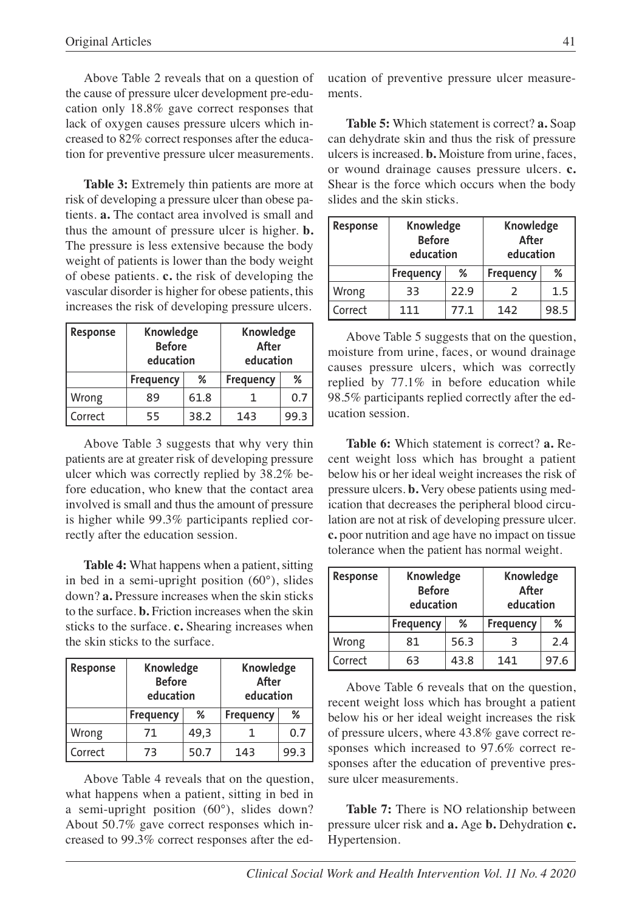Above Table 2 reveals that on a question of the cause of pressure ulcer development pre-education only 18.8% gave correct responses that lack of oxygen causes pressure ulcers which increased to 82% correct responses after the education for preventive pressure ulcer measurements.

**Table 3:** Extremely thin patients are more at risk of developing a pressure ulcer than obese patients. **a.** The contact area involved is small and thus the amount of pressure ulcer is higher. **b.** The pressure is less extensive because the body weight of patients is lower than the body weight of obese patients. **c.** the risk of developing the vascular disorder is higher for obese patients, this increases the risk of developing pressure ulcers.

| Response | Knowledge Before education | | Knowledge After education | |
|---|---|---|---|---|
| | Frequency | % | Frequency | % |
| Wrong | 89 | 61.8 | 1 | 0.7 |
| Correct | 55 | 38.2 | 143 | 99.3 |

Above Table 3 suggests that why very thin patients are at greater risk of developing pressure ulcer which was correctly replied by 38.2% before education, who knew that the contact area involved is small and thus the amount of pressure is higher while 99.3% participants replied correctly after the education session.

**Table 4:** What happens when a patient, sitting in bed in a semi-upright position (60°), slides down? **a.** Pressure increases when the skin sticks to the surface. **b.** Friction increases when the skin sticks to the surface. **c.** Shearing increases when the skin sticks to the surface.

| Response | Knowledge Before education | | Knowledge After education | |
|---|---|---|---|---|
| | Frequency | % | Frequency | % |
| Wrong | 71 | 49,3 | 1 | 0.7 |
| Correct | 73 | 50.7 | 143 | 99.3 |

Above Table 4 reveals that on the question, what happens when a patient, sitting in bed in a semi-upright position (60°), slides down? About 50.7% gave correct responses which increased to 99.3% correct responses after the education of preventive pressure ulcer measurements.

**Table 5:** Which statement is correct? **a.** Soap can dehydrate skin and thus the risk of pressure ulcers is increased. **b.** Moisture from urine, faces, or wound drainage causes pressure ulcers. **c.** Shear is the force which occurs when the body slides and the skin sticks.

| Response | Knowledge Before education | | Knowledge After education | |
|---|---|---|---|---|
| | Frequency | % | Frequency | % |
| Wrong | 33 | 22.9 | 2 | 1.5 |
| Correct | 111 | 77.1 | 142 | 98.5 |

Above Table 5 suggests that on the question, moisture from urine, faces, or wound drainage causes pressure ulcers, which was correctly replied by 77.1% in before education while 98.5% participants replied correctly after the education session.

**Table 6:** Which statement is correct? **a.** Recent weight loss which has brought a patient below his or her ideal weight increases the risk of pressure ulcers. **b.** Very obese patients using medication that decreases the peripheral blood circulation are not at risk of developing pressure ulcer. **c.** poor nutrition and age have no impact on tissue tolerance when the patient has normal weight.

| Response | Knowledge Before education | | Knowledge After education | |
|---|---|---|---|---|
| | Frequency | % | Frequency | % |
| Wrong | 81 | 56.3 | 3 | 2.4 |
| Correct | 63 | 43.8 | 141 | 97.6 |

Above Table 6 reveals that on the question, recent weight loss which has brought a patient below his or her ideal weight increases the risk of pressure ulcers, where 43.8% gave correct responses which increased to 97.6% correct responses after the education of preventive pressure ulcer measurements.

**Table 7:** There is NO relationship between pressure ulcer risk and **a.** Age **b.** Dehydration **c.** Hypertension.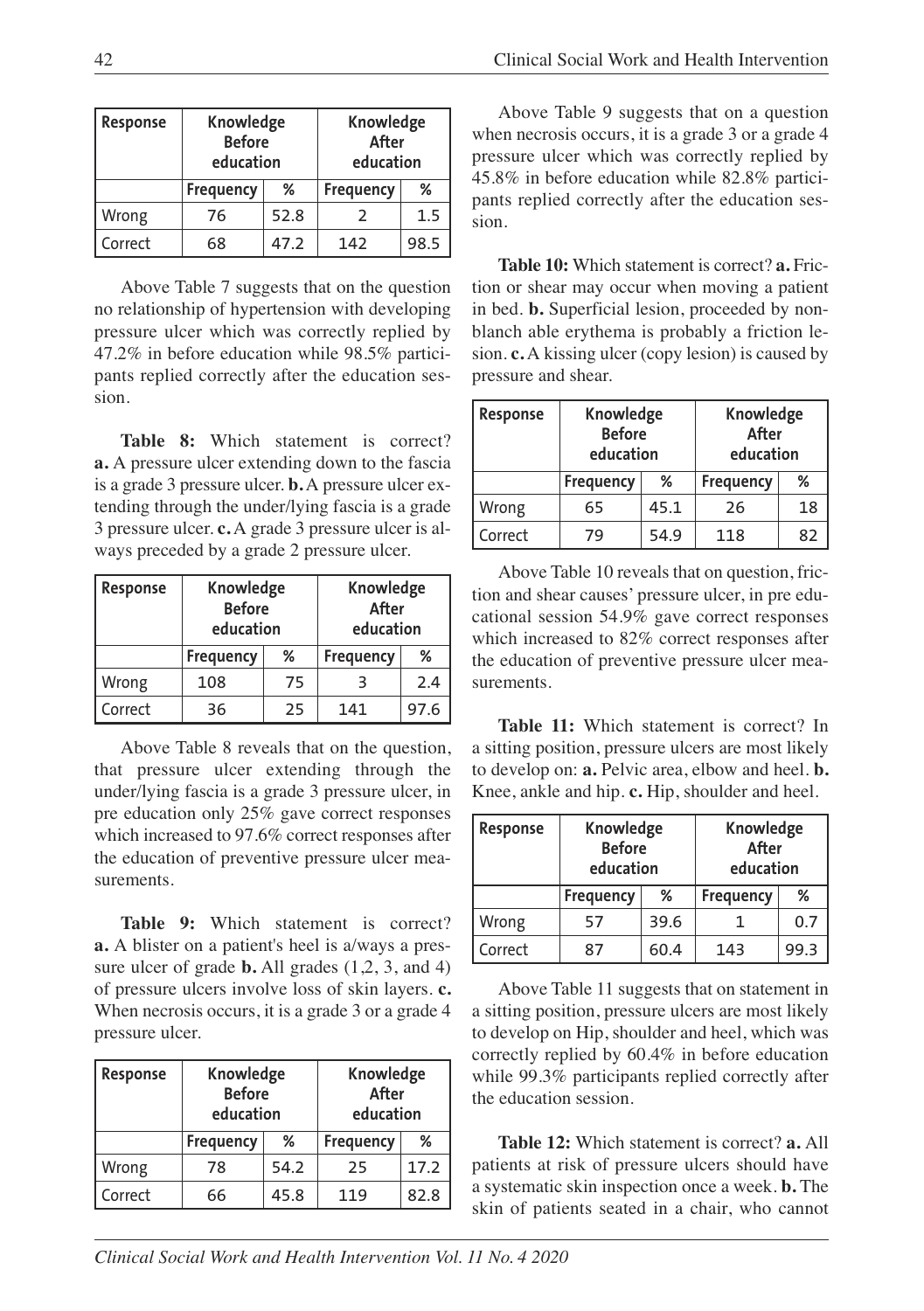| Response | Knowledge Before education | | Knowledge After education | |
|---|---|---|---|---|
| | Frequency | % | Frequency | % |
| Wrong | 76 | 52.8 | 2 | 1.5 |
| Correct | 68 | 47.2 | 142 | 98.5 |

Above Table 7 suggests that on the question no relationship of hypertension with developing pressure ulcer which was correctly replied by 47.2% in before education while 98.5% participants replied correctly after the education session.

**Table 8:** Which statement is correct? **a.** A pressure ulcer extending down to the fascia is a grade 3 pressure ulcer. **b.** A pressure ulcer extending through the under/lying fascia is a grade 3 pressure ulcer. **c.** A grade 3 pressure ulcer is always preceded by a grade 2 pressure ulcer.

| Response | Knowledge Before education | | Knowledge After education | |
|---|---|---|---|---|
| | Frequency | % | Frequency | % |
| Wrong | 108 | 75 | 3 | 2.4 |
| Correct | 36 | 25 | 141 | 97.6 |

Above Table 8 reveals that on the question, that pressure ulcer extending through the under/lying fascia is a grade 3 pressure ulcer, in pre education only 25% gave correct responses which increased to 97.6% correct responses after the education of preventive pressure ulcer measurements.

**Table 9:** Which statement is correct? **a.** A blister on a patient's heel is a/ways a pressure ulcer of grade **b.** All grades (1,2, 3, and 4) of pressure ulcers involve loss of skin layers. **c.** When necrosis occurs, it is a grade 3 or a grade 4 pressure ulcer.

| Response | Knowledge Before education | | Knowledge After education | |
|---|---|---|---|---|
| | Frequency | % | Frequency | % |
| Wrong | 78 | 54.2 | 25 | 17.2 |
| Correct | 66 | 45.8 | 119 | 82.8 |

Above Table 9 suggests that on a question when necrosis occurs, it is a grade 3 or a grade 4 pressure ulcer which was correctly replied by 45.8% in before education while 82.8% participants replied correctly after the education session.

**Table 10:** Which statement is correct? **a.** Friction or shear may occur when moving a patient in bed. **b.** Superficial lesion, proceeded by nonblanch able erythema is probably a friction lesion. **c.** A kissing ulcer (copy lesion) is caused by pressure and shear.

| Response | Knowledge Before education | | Knowledge After education | |
|---|---|---|---|---|
| | Frequency | % | Frequency | % |
| Wrong | 65 | 45.1 | 26 | 18 |
| Correct | 79 | 54.9 | 118 | 82 |

Above Table 10 reveals that on question, friction and shear causes' pressure ulcer, in pre educational session 54.9% gave correct responses which increased to 82% correct responses after the education of preventive pressure ulcer measurements.

**Table 11:** Which statement is correct? In a sitting position, pressure ulcers are most likely to develop on: **a.** Pelvic area, elbow and heel. **b.** Knee, ankle and hip. **c.** Hip, shoulder and heel.

| Response | Knowledge Before education | | Knowledge After education | |
|---|---|---|---|---|
| | Frequency | % | Frequency | % |
| Wrong | 57 | 39.6 | 1 | 0.7 |
| Correct | 87 | 60.4 | 143 | 99.3 |

Above Table 11 suggests that on statement in a sitting position, pressure ulcers are most likely to develop on Hip, shoulder and heel, which was correctly replied by 60.4% in before education while 99.3% participants replied correctly after the education session.

**Table 12:** Which statement is correct? **a.** All patients at risk of pressure ulcers should have a systematic skin inspection once a week. **b.** The skin of patients seated in a chair, who cannot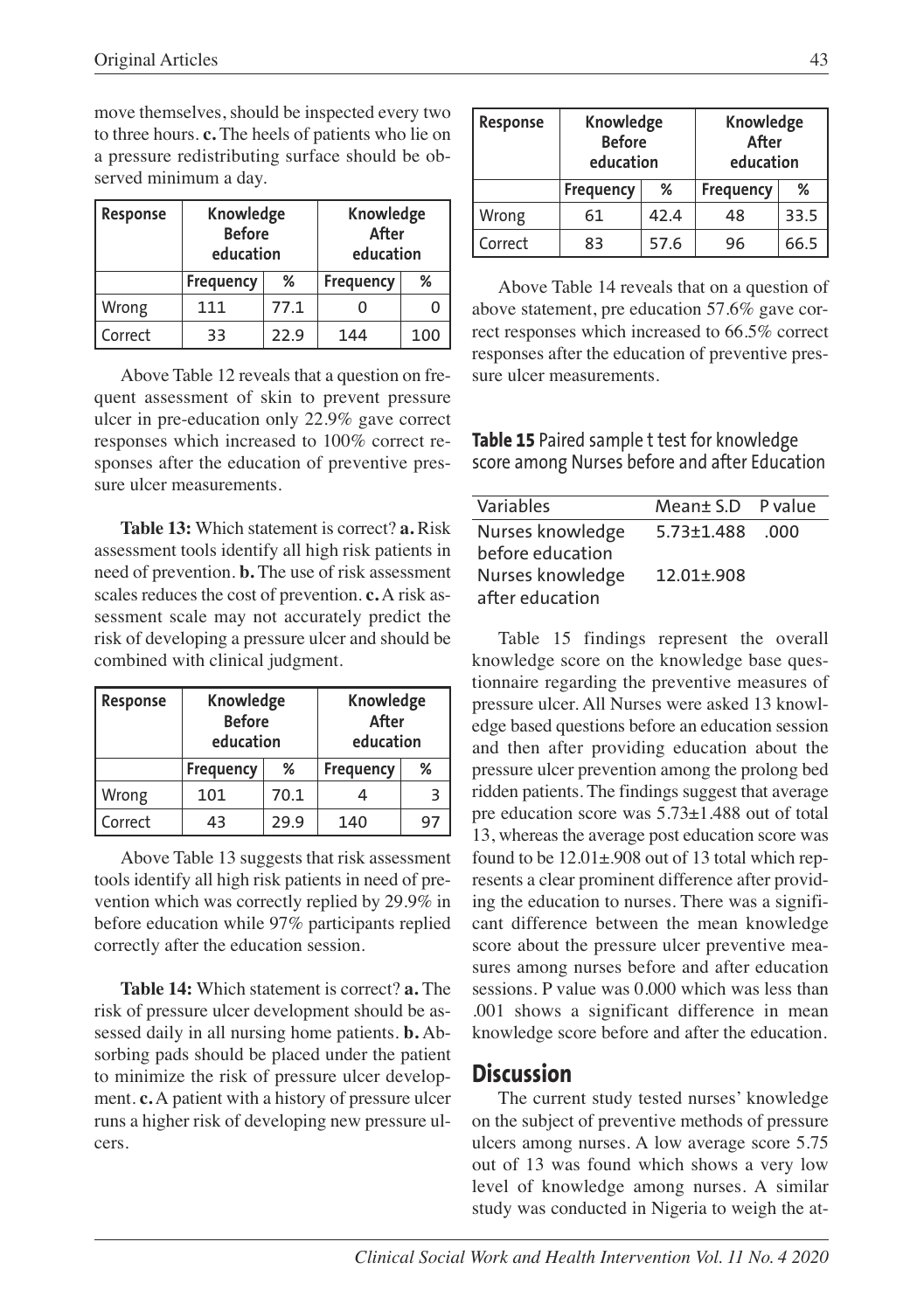move themselves, should be inspected every two to three hours. **c.** The heels of patients who lie on a pressure redistributing surface should be observed minimum a day.

| Response | Knowledge Before education | | Knowledge After education | |
|---|---|---|---|---|
| | Frequency | % | Frequency | % |
| Wrong | 111 | 77.1 | 0 | 0 |
| Correct | 33 | 22.9 | 144 | 100 |

Above Table 12 reveals that a question on frequent assessment of skin to prevent pressure ulcer in pre-education only 22.9% gave correct responses which increased to 100% correct responses after the education of preventive pressure ulcer measurements.

**Table 13:** Which statement is correct? **a.** Risk assessment tools identify all high risk patients in need of prevention. **b.** The use of risk assessment scales reduces the cost of prevention. **c.** A risk assessment scale may not accurately predict the risk of developing a pressure ulcer and should be combined with clinical judgment.

| Response | Knowledge Before education | | Knowledge After education | |
|---|---|---|---|---|
| | Frequency | % | Frequency | % |
| Wrong | 101 | 70.1 | 4 | 3 |
| Correct | 43 | 29.9 | 140 | 97 |

Above Table 13 suggests that risk assessment tools identify all high risk patients in need of prevention which was correctly replied by 29.9% in before education while 97% participants replied correctly after the education session.

**Table 14:** Which statement is correct? **a.** The risk of pressure ulcer development should be assessed daily in all nursing home patients. **b.** Absorbing pads should be placed under the patient to minimize the risk of pressure ulcer development. **c.** A patient with a history of pressure ulcer runs a higher risk of developing new pressure ulcers.

| Response | Knowledge Before education | | Knowledge After education | |
|---|---|---|---|---|
| | Frequency | % | Frequency | % |
| Wrong | 61 | 42.4 | 48 | 33.5 |
| Correct | 83 | 57.6 | 96 | 66.5 |

Above Table 14 reveals that on a question of above statement, pre education 57.6% gave correct responses which increased to 66.5% correct responses after the education of preventive pressure ulcer measurements.

**Table 15** Paired sample t test for knowledge score among Nurses before and after Education

| Variables | Mean± S.D | P value |
|---|---|---|
| Nurses knowledge before education | 5.73±1.488 | .000 |
| Nurses knowledge after education | 12.01±.908 | |

Table 15 findings represent the overall knowledge score on the knowledge base questionnaire regarding the preventive measures of pressure ulcer. All Nurses were asked 13 knowledge based questions before an education session and then after providing education about the pressure ulcer prevention among the prolong bed ridden patients. The findings suggest that average pre education score was 5.73±1.488 out of total 13, whereas the average post education score was found to be 12.01±.908 out of 13 total which represents a clear prominent difference after providing the education to nurses. There was a significant difference between the mean knowledge score about the pressure ulcer preventive measures among nurses before and after education sessions. P value was 0.000 which was less than .001 shows a significant difference in mean knowledge score before and after the education.

## Discussion

The current study tested nurses' knowledge on the subject of preventive methods of pressure ulcers among nurses. A low average score 5.75 out of 13 was found which shows a very low level of knowledge among nurses. A similar study was conducted in Nigeria to weigh the at-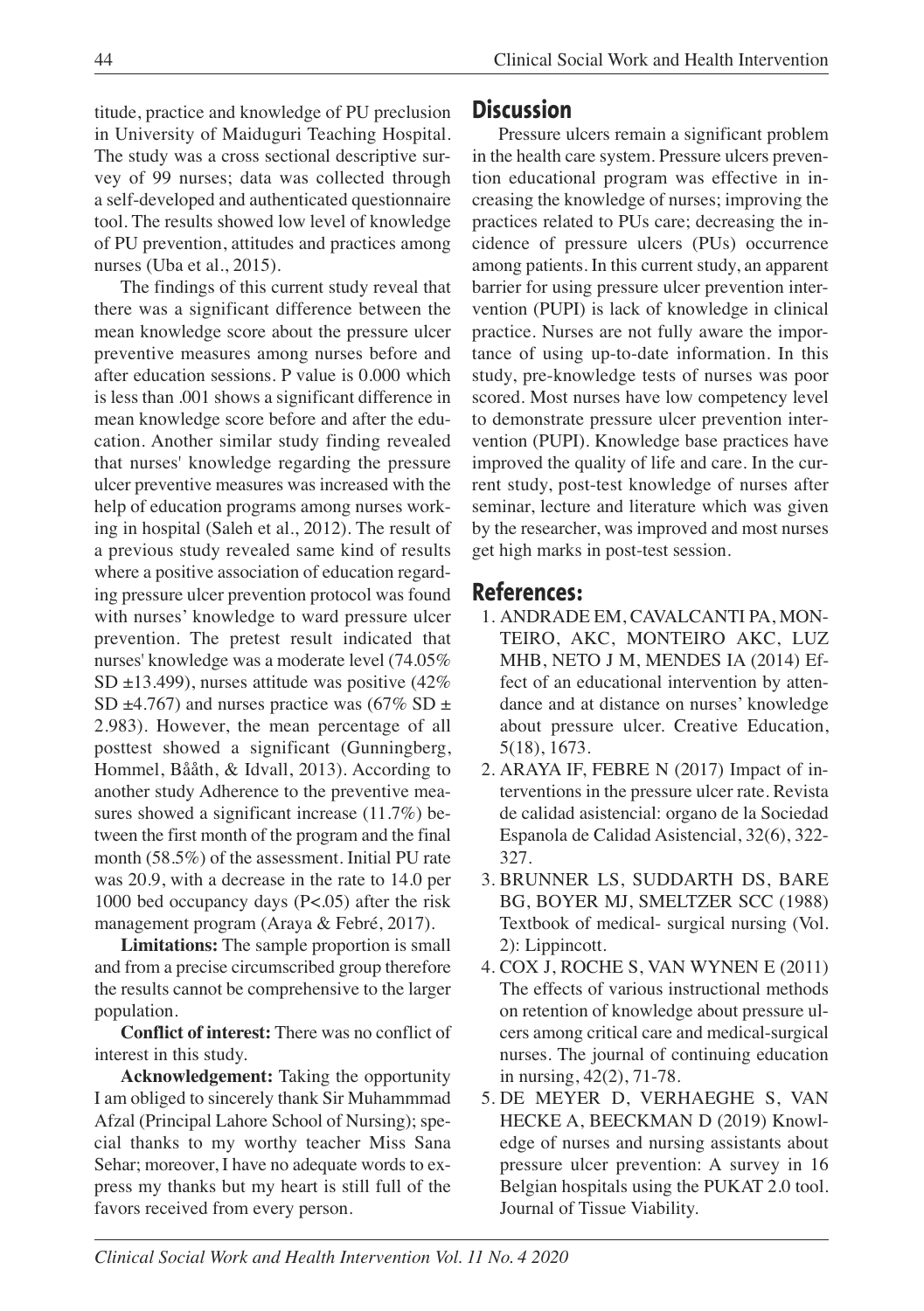titude, practice and knowledge of PU preclusion in University of Maiduguri Teaching Hospital. The study was a cross sectional descriptive survey of 99 nurses; data was collected through a self-developed and authenticated questionnaire tool. The results showed low level of knowledge of PU prevention, attitudes and practices among nurses (Uba et al., 2015).

The findings of this current study reveal that there was a significant difference between the mean knowledge score about the pressure ulcer preventive measures among nurses before and after education sessions. P value is 0.000 which is less than .001 shows a significant difference in mean knowledge score before and after the education. Another similar study finding revealed that nurses' knowledge regarding the pressure ulcer preventive measures was increased with the help of education programs among nurses working in hospital (Saleh et al., 2012). The result of a previous study revealed same kind of results where a positive association of education regarding pressure ulcer prevention protocol was found with nurses' knowledge to ward pressure ulcer prevention. The pretest result indicated that nurses' knowledge was a moderate level (74.05% SD ±13.499), nurses attitude was positive (42% SD ±4.767) and nurses practice was (67% SD ± 2.983). However, the mean percentage of all posttest showed a significant (Gunningberg, Hommel, Bååth, & Idvall, 2013). According to another study Adherence to the preventive measures showed a significant increase (11.7%) between the first month of the program and the final month (58.5%) of the assessment. Initial PU rate was 20.9, with a decrease in the rate to 14.0 per 1000 bed occupancy days (P<.05) after the risk management program (Araya & Febré, 2017).

**Limitations:** The sample proportion is small and from a precise circumscribed group therefore the results cannot be comprehensive to the larger population.

**Conflict of interest:** There was no conflict of interest in this study.

**Acknowledgement:** Taking the opportunity I am obliged to sincerely thank Sir Muhammmad Afzal (Principal Lahore School of Nursing); special thanks to my worthy teacher Miss Sana Sehar; moreover, I have no adequate words to express my thanks but my heart is still full of the favors received from every person.

## Discussion

Pressure ulcers remain a significant problem in the health care system. Pressure ulcers prevention educational program was effective in increasing the knowledge of nurses; improving the practices related to PUs care; decreasing the incidence of pressure ulcers (PUs) occurrence among patients. In this current study, an apparent barrier for using pressure ulcer prevention intervention (PUPI) is lack of knowledge in clinical practice. Nurses are not fully aware the importance of using up-to-date information. In this study, pre-knowledge tests of nurses was poor scored. Most nurses have low competency level to demonstrate pressure ulcer prevention intervention (PUPI). Knowledge base practices have improved the quality of life and care. In the current study, post-test knowledge of nurses after seminar, lecture and literature which was given by the researcher, was improved and most nurses get high marks in post-test session.

## References:

1. ANDRADE EM, CAVALCANTI PA, MONTEIRO, AKC, MONTEIRO AKC, LUZ MHB, NETO J M, MENDES IA (2014) Effect of an educational intervention by attendance and at distance on nurses' knowledge about pressure ulcer. Creative Education, 5(18), 1673.
2. ARAYA IF, FEBRE N (2017) Impact of interventions in the pressure ulcer rate. Revista de calidad asistencial: organo de la Sociedad Espanola de Calidad Asistencial, 32(6), 322-327.
3. BRUNNER LS, SUDDARTH DS, BARE BG, BOYER MJ, SMELTZER SCC (1988) Textbook of medical- surgical nursing (Vol. 2): Lippincott.
4. COX J, ROCHE S, VAN WYNEN E (2011) The effects of various instructional methods on retention of knowledge about pressure ulcers among critical care and medical-surgical nurses. The journal of continuing education in nursing, 42(2), 71-78.
5. DE MEYER D, VERHAEGHE S, VAN HECKE A, BEECKMAN D (2019) Knowledge of nurses and nursing assistants about pressure ulcer prevention: A survey in 16 Belgian hospitals using the PUKAT 2.0 tool. Journal of Tissue Viability.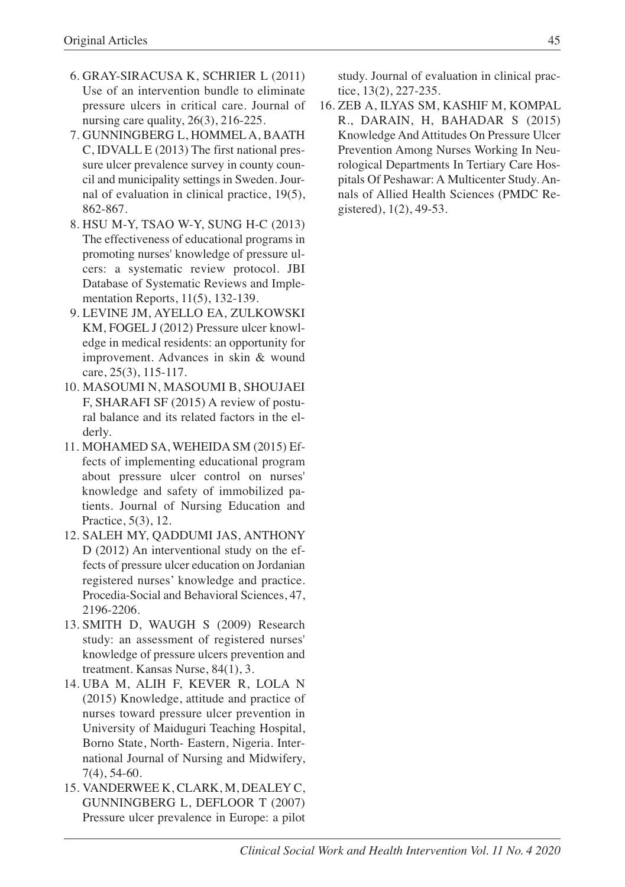6. GRAY-SIRACUSA K, SCHRIER L (2011) Use of an intervention bundle to eliminate pressure ulcers in critical care. Journal of nursing care quality, 26(3), 216-225.
7. GUNNINGBERG L, HOMMEL A, BAATH C, IDVALL E (2013) The first national pressure ulcer prevalence survey in county council and municipality settings in Sweden. Journal of evaluation in clinical practice, 19(5), 862-867.
8. HSU M-Y, TSAO W-Y, SUNG H-C (2013) The effectiveness of educational programs in promoting nurses' knowledge of pressure ulcers: a systematic review protocol. JBI Database of Systematic Reviews and Implementation Reports, 11(5), 132-139.
9. LEVINE JM, AYELLO EA, ZULKOWSKI KM, FOGEL J (2012) Pressure ulcer knowledge in medical residents: an opportunity for improvement. Advances in skin & wound care, 25(3), 115-117.
10. MASOUMI N, MASOUMI B, SHOUJAEI F, SHARAFI SF (2015) A review of postural balance and its related factors in the elderly.
11. MOHAMED SA, WEHEIDA SM (2015) Effects of implementing educational program about pressure ulcer control on nurses' knowledge and safety of immobilized patients. Journal of Nursing Education and Practice, 5(3), 12.
12. SALEH MY, QADDUMI JAS, ANTHONY D (2012) An interventional study on the effects of pressure ulcer education on Jordanian registered nurses' knowledge and practice. Procedia-Social and Behavioral Sciences, 47, 2196-2206.
13. SMITH D, WAUGH S (2009) Research study: an assessment of registered nurses' knowledge of pressure ulcers prevention and treatment. Kansas Nurse, 84(1), 3.
14. UBA M, ALIH F, KEVER R, LOLA N (2015) Knowledge, attitude and practice of nurses toward pressure ulcer prevention in University of Maiduguri Teaching Hospital, Borno State, North- Eastern, Nigeria. International Journal of Nursing and Midwifery, 7(4), 54-60.
15. VANDERWEE K, CLARK, M, DEALEY C, GUNNINGBERG L, DEFLOOR T (2007) Pressure ulcer prevalence in Europe: a pilot study. Journal of evaluation in clinical practice, 13(2), 227-235.
16. ZEB A, ILYAS SM, KASHIF M, KOMPAL R., DARAIN, H, BAHADAR S (2015) Knowledge And Attitudes On Pressure Ulcer Prevention Among Nurses Working In Neurological Departments In Tertiary Care Hospitals Of Peshawar: A Multicenter Study. Annals of Allied Health Sciences (PMDC Registered), 1(2), 49-53.